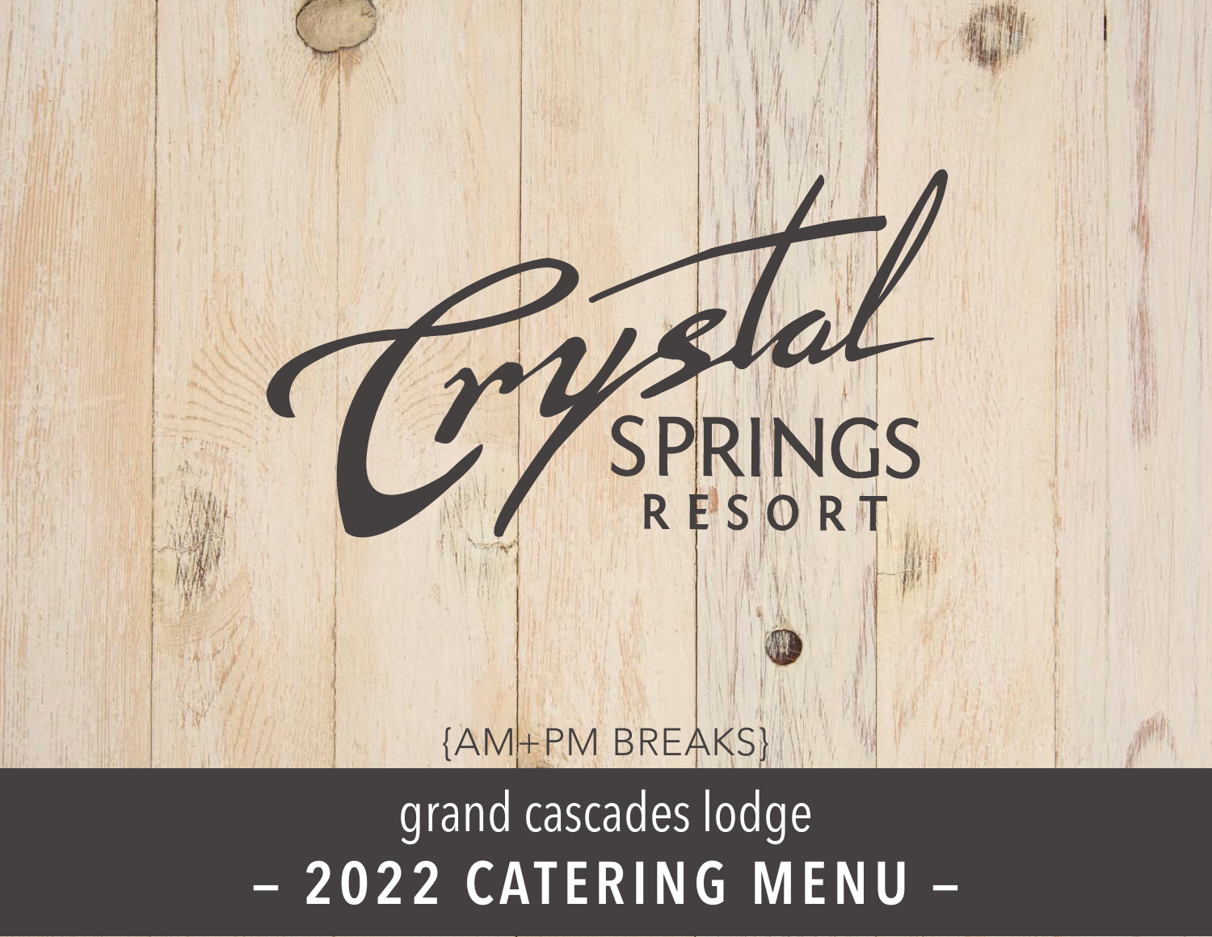# Crystal SPRINGS RESORT

{AM+PM BREAKS}

## grand cascades lodge

## – 2022 CATERING MENU –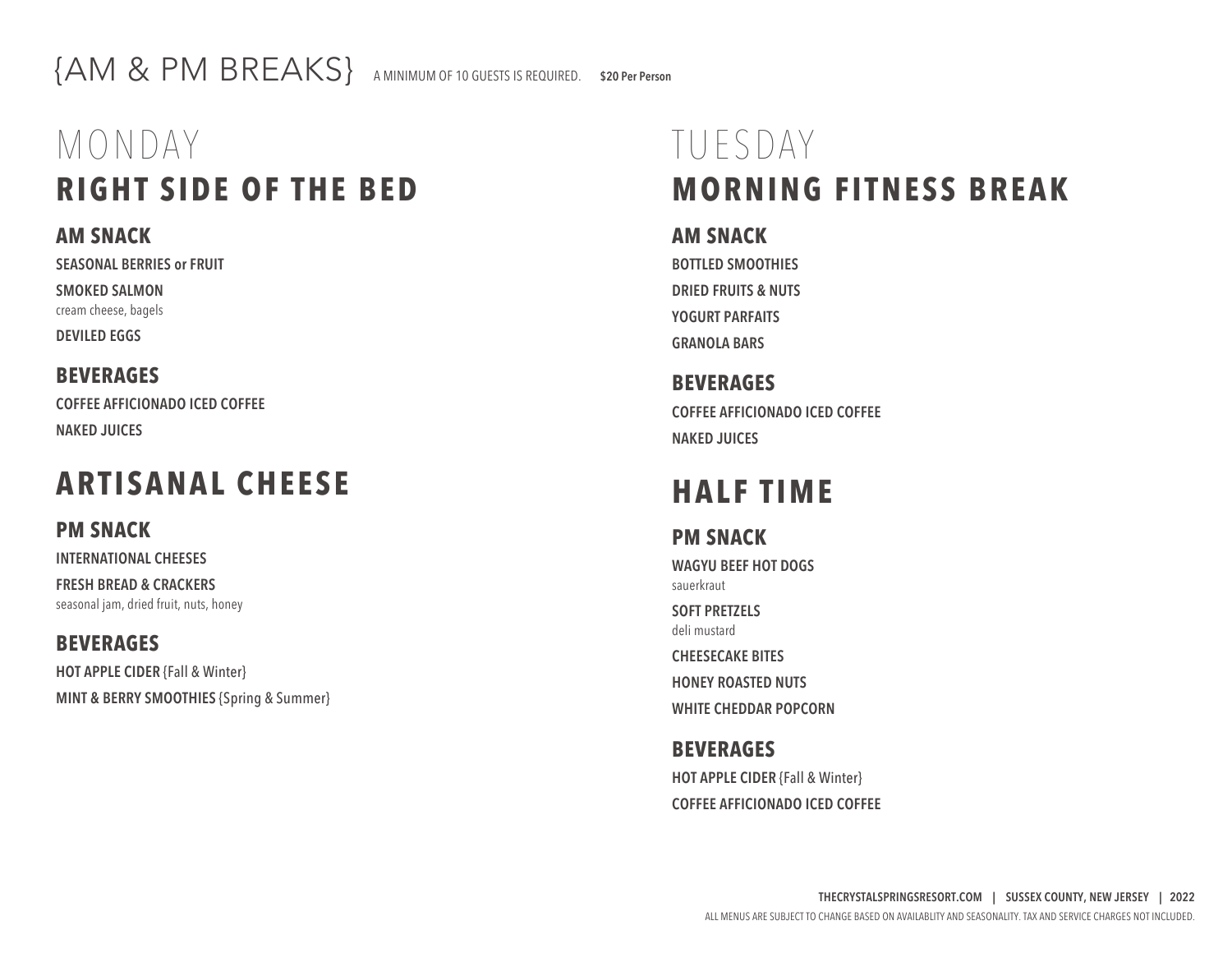# {AM & PM BREAKS}

A MINIMUM OF 10 GUESTS IS REQUIRED. **$20 Per Person**

## MONDAY

## RIGHT SIDE OF THE BED

### AM SNACK

**SEASONAL BERRIES or FRUIT**

**SMOKED SALMON**
cream cheese, bagels

**DEVILED EGGS**

### BEVERAGES

**COFFEE AFFICIONADO ICED COFFEE**

**NAKED JUICES**

## ARTISANAL CHEESE

### PM SNACK

**INTERNATIONAL CHEESES**

**FRESH BREAD & CRACKERS**
seasonal jam, dried fruit, nuts, honey

### BEVERAGES

**HOT APPLE CIDER** {Fall & Winter}

**MINT & BERRY SMOOTHIES** {Spring & Summer}

## TUESDAY

## MORNING FITNESS BREAK

### AM SNACK

**BOTTLED SMOOTHIES**

**DRIED FRUITS & NUTS**

**YOGURT PARFAITS**

**GRANOLA BARS**

### BEVERAGES

**COFFEE AFFICIONADO ICED COFFEE**

**NAKED JUICES**

## HALF TIME

### PM SNACK

**WAGYU BEEF HOT DOGS**
sauerkraut

**SOFT PRETZELS**
deli mustard

**CHEESECAKE BITES**

**HONEY ROASTED NUTS**

**WHITE CHEDDAR POPCORN**

### BEVERAGES

**HOT APPLE CIDER** {Fall & Winter}

**COFFEE AFFICIONADO ICED COFFEE**

ALL MENUS ARE SUBJECT TO CHANGE BASED ON AVAILABLITY AND SEASONALITY. TAX AND SERVICE CHARGES NOT INCLUDED.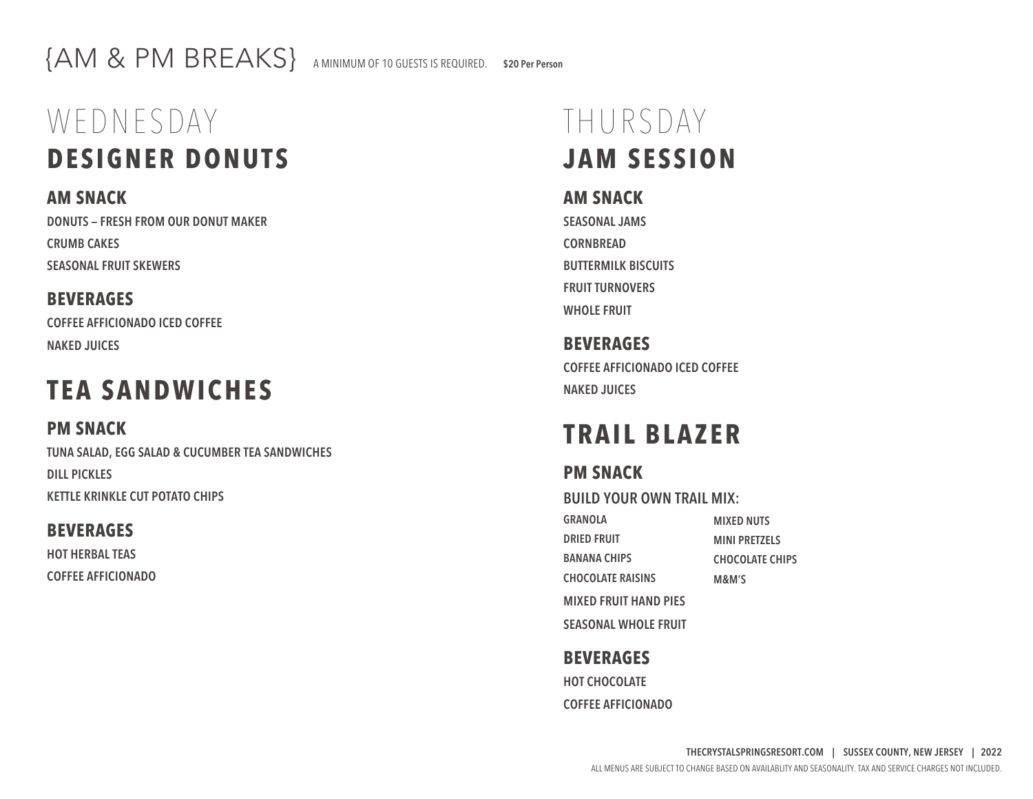# {AM & PM BREAKS}

A MINIMUM OF 10 GUESTS IS REQUIRED. **$20 Per Person**

## WEDNESDAY

### DESIGNER DONUTS

**AM SNACK**

DONUTS – FRESH FROM OUR DONUT MAKER
CRUMB CAKES
SEASONAL FRUIT SKEWERS

**BEVERAGES**

COFFEE AFFICIONADO ICED COFFEE
NAKED JUICES

### TEA SANDWICHES

**PM SNACK**

TUNA SALAD, EGG SALAD & CUCUMBER TEA SANDWICHES
DILL PICKLES
KETTLE KRINKLE CUT POTATO CHIPS

**BEVERAGES**

HOT HERBAL TEAS
COFFEE AFFICIONADO

## THURSDAY

### JAM SESSION

**AM SNACK**

SEASONAL JAMS
CORNBREAD
BUTTERMILK BISCUITS
FRUIT TURNOVERS
WHOLE FRUIT

**BEVERAGES**

COFFEE AFFICIONADO ICED COFFEE
NAKED JUICES

### TRAIL BLAZER

**PM SNACK**

BUILD YOUR OWN TRAIL MIX:

GRANOLA
DRIED FRUIT
BANANA CHIPS
CHOCOLATE RAISINS
MIXED NUTS
MINI PRETZELS
CHOCOLATE CHIPS
M&M'S

MIXED FRUIT HAND PIES
SEASONAL WHOLE FRUIT

**BEVERAGES**

HOT CHOCOLATE
COFFEE AFFICIONADO

THECRYSTALSPRINGSRESORT.COM | SUSSEX COUNTY, NEW JERSEY | 2022

ALL MENUS ARE SUBJECT TO CHANGE BASED ON AVAILABLITY AND SEASONALITY. TAX AND SERVICE CHARGES NOT INCLUDED.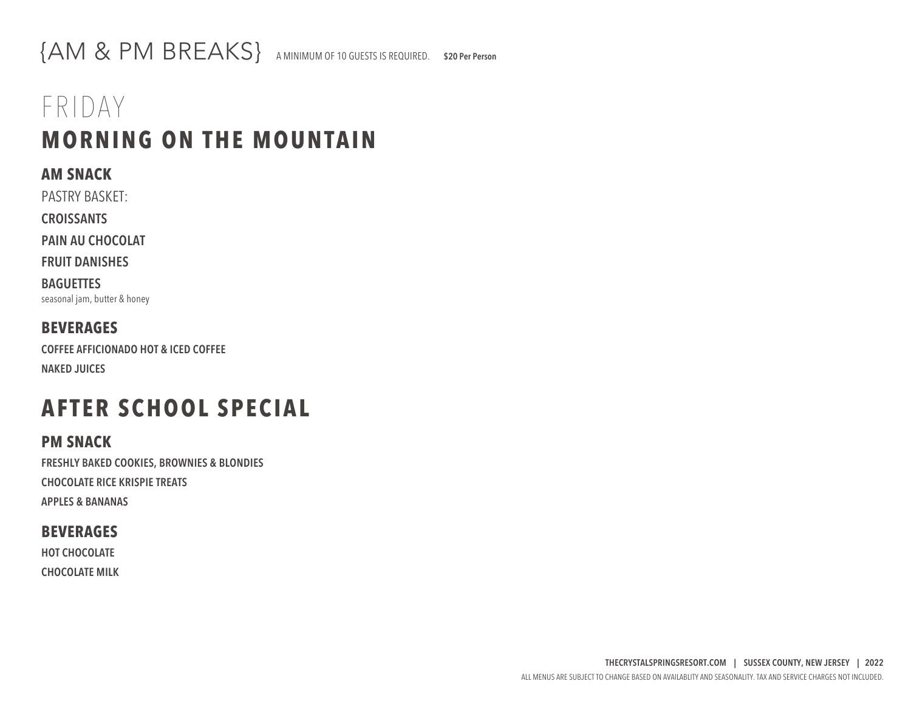# {AM & PM BREAKS} A MINIMUM OF 10 GUESTS IS REQUIRED. **$20 Per Person**

## FRIDAY

## MORNING ON THE MOUNTAIN

### AM SNACK

PASTRY BASKET:

**CROISSANTS**

**PAIN AU CHOCOLAT**

**FRUIT DANISHES**

**BAGUETTES**
seasonal jam, butter & honey

### BEVERAGES

**COFFEE AFFICIONADO HOT & ICED COFFEE**

**NAKED JUICES**

## AFTER SCHOOL SPECIAL

### PM SNACK

**FRESHLY BAKED COOKIES, BROWNIES & BLONDIES**

**CHOCOLATE RICE KRISPIE TREATS**

**APPLES & BANANAS**

### BEVERAGES

**HOT CHOCOLATE**

**CHOCOLATE MILK**

**THECRYSTALSPRINGSRESORT.COM | SUSSEX COUNTY, NEW JERSEY | 2022**

ALL MENUS ARE SUBJECT TO CHANGE BASED ON AVAILABLITY AND SEASONALITY. TAX AND SERVICE CHARGES NOT INCLUDED.